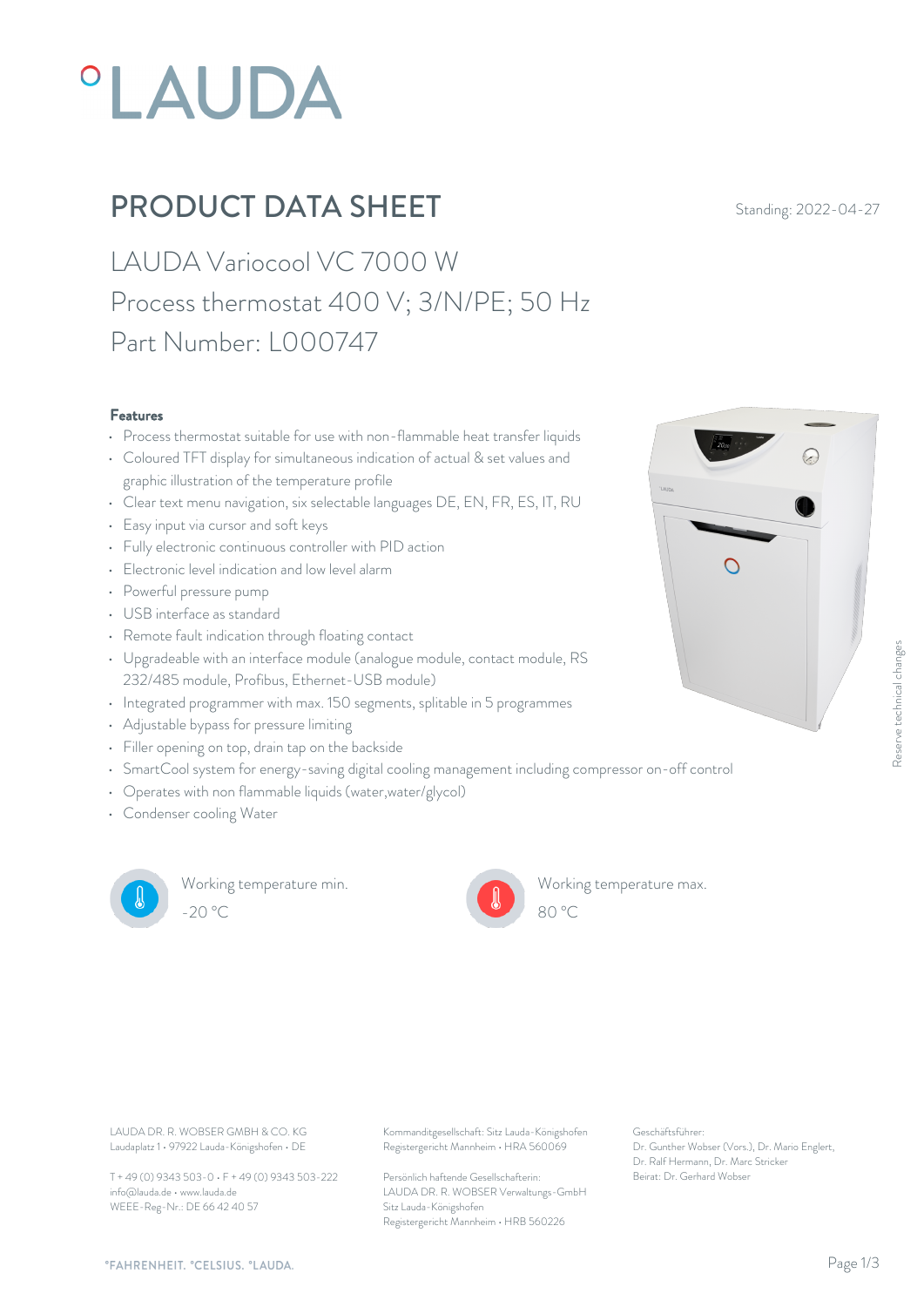# PRODUCT DATA SHEET

Standing: 2022-04-27

## LAUDA Variocool VC 7000 W
## Process thermostat 400 V; 3/N/PE; 50 Hz
## Part Number: L000747

### Features

- Process thermostat suitable for use with non-flammable heat transfer liquids
- Coloured TFT display for simultaneous indication of actual & set values and graphic illustration of the temperature profile
- Clear text menu navigation, six selectable languages DE, EN, FR, ES, IT, RU
- Easy input via cursor and soft keys
- Fully electronic continuous controller with PID action
- Electronic level indication and low level alarm
- Powerful pressure pump
- USB interface as standard
- Remote fault indication through floating contact
- Upgradeable with an interface module (analogue module, contact module, RS 232/485 module, Profibus, Ethernet-USB module)
- Integrated programmer with max. 150 segments, splitable in 5 programmes
- Adjustable bypass for pressure limiting
- Filler opening on top, drain tap on the backside
- SmartCool system for energy-saving digital cooling management including compressor on-off control
- Operates with non flammable liquids (water,water/glycol)
- Condenser cooling Water

Working temperature min.
-20 °C

Working temperature max.
80 °C

Reserve technical changes

LAUDA DR. R. WOBSER GMBH & CO. KG
Laudaplatz 1 • 97922 Lauda-Königshofen • DE

T + 49 (0) 9343 503-0 • F + 49 (0) 9343 503-222
info@lauda.de • www.lauda.de
WEEE-Reg-Nr.: DE 66 42 40 57

Kommanditgesellschaft: Sitz Lauda-Königshofen
Registergericht Mannheim • HRA 560069

Persönlich haftende Gesellschafterin:
LAUDA DR. R. WOBSER Verwaltungs-GmbH
Sitz Lauda-Königshofen
Registergericht Mannheim • HRB 560226

Geschäftsführer:
Dr. Gunther Wobser (Vors.), Dr. Mario Englert, Dr. Ralf Hermann, Dr. Marc Stricker
Beirat: Dr. Gerhard Wobser

°FAHRENHEIT. °CELSIUS. °LAUDA.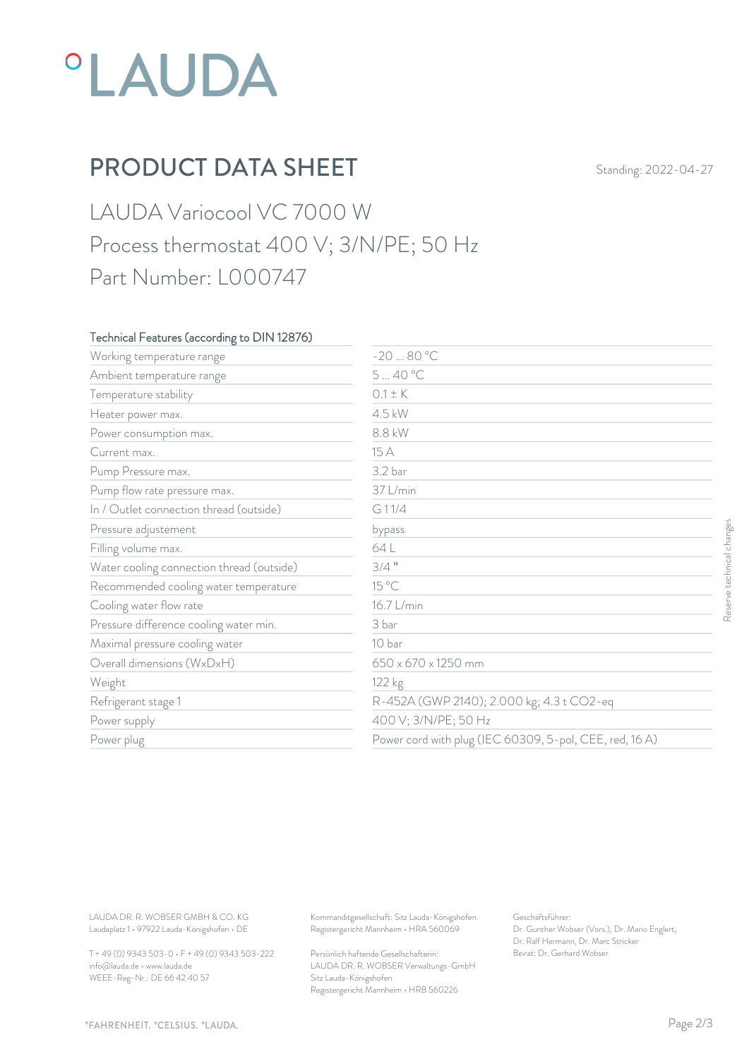# PRODUCT DATA SHEET

Standing: 2022-04-27

## LAUDA Variocool VC 7000 W

## Process thermostat 400 V; 3/N/PE; 50 Hz

## Part Number: L000747

| Technical Features (according to DIN 12876) | |
|---|---|
| Working temperature range | -20 ... 80 °C |
| Ambient temperature range | 5 ... 40 °C |
| Temperature stability | 0.1 ± K |
| Heater power max. | 4.5 kW |
| Power consumption max. | 8.8 kW |
| Current max. | 15 A |
| Pump Pressure max. | 3.2 bar |
| Pump flow rate pressure max. | 37 L/min |
| In / Outlet connection thread (outside) | G 1 1/4 |
| Pressure adjustement | bypass |
| Filling volume max. | 64 L |
| Water cooling connection thread (outside) | 3/4 " |
| Recommended cooling water temperature | 15 °C |
| Cooling water flow rate | 16.7 L/min |
| Pressure difference cooling water min. | 3 bar |
| Maximal pressure cooling water | 10 bar |
| Overall dimensions (WxDxH) | 650 x 670 x 1250 mm |
| Weight | 122 kg |
| Refrigerant stage 1 | R-452A (GWP 2140); 2.000 kg; 4.3 t CO2-eq |
| Power supply | 400 V; 3/N/PE; 50 Hz |
| Power plug | Power cord with plug (IEC 60309, 5-pol, CEE, red, 16 A) |

Reserve technical changes

LAUDA DR. R. WOBSER GMBH & CO. KG
Laudaplatz 1 • 97922 Lauda-Königshofen • DE

T + 49 (0) 9343 503-0 • F + 49 (0) 9343 503-222
info@lauda.de • www.lauda.de
WEEE-Reg-Nr.: DE 66 42 40 57

Kommanditgesellschaft: Sitz Lauda-Königshofen
Registergericht Mannheim • HRA 560069

Persönlich haftende Gesellschafterin:
LAUDA DR. R. WOBSER Verwaltungs-GmbH
Sitz Lauda-Königshofen
Registergericht Mannheim • HRB 560226

Geschäftsführer:
Dr. Gunther Wobser (Vors.), Dr. Mario Englert, Dr. Ralf Hermann, Dr. Marc Stricker
Beirat: Dr. Gerhard Wobser

°FAHRENHEIT. °CELSIUS. °LAUDA.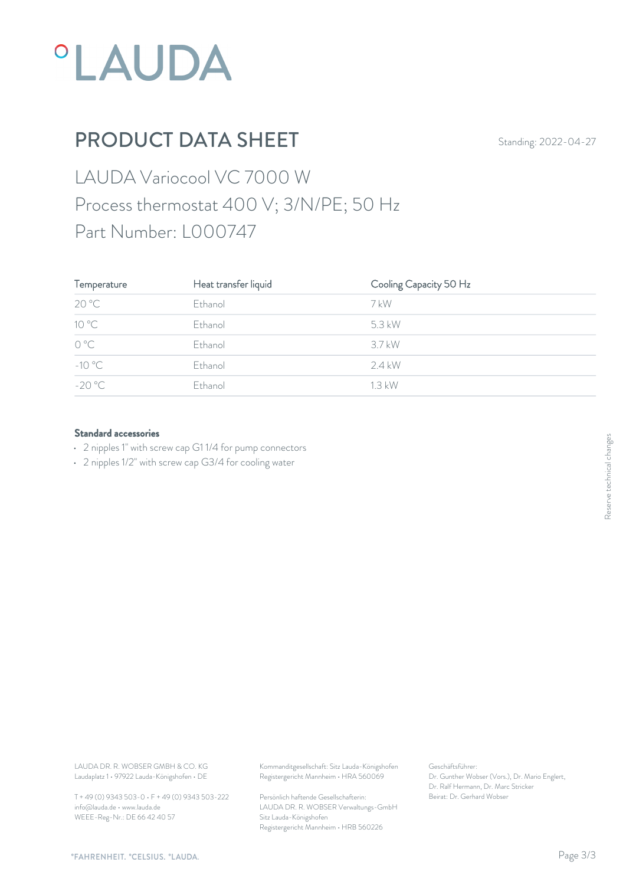# PRODUCT DATA SHEET

Standing: 2022-04-27

## LAUDA Variocool VC 7000 W
## Process thermostat 400 V; 3/N/PE; 50 Hz
## Part Number: L000747

| Temperature | Heat transfer liquid | Cooling Capacity 50 Hz |
| --- | --- | --- |
| 20 °C | Ethanol | 7 kW |
| 10 °C | Ethanol | 5.3 kW |
| 0 °C | Ethanol | 3.7 kW |
| -10 °C | Ethanol | 2.4 kW |
| -20 °C | Ethanol | 1.3 kW |

**Standard accessories**

- 2 nipples 1" with screw cap G1 1/4 for pump connectors
- 2 nipples 1/2" with screw cap G3/4 for cooling water

Reserve technical changes

LAUDA DR. R. WOBSER GMBH & CO. KG
Laudaplatz 1 • 97922 Lauda-Königshofen • DE

T + 49 (0) 9343 503-0 • F + 49 (0) 9343 503-222
info@lauda.de • www.lauda.de
WEEE-Reg-Nr.: DE 66 42 40 57

Kommanditgesellschaft: Sitz Lauda-Königshofen
Registergericht Mannheim • HRA 560069

Persönlich haftende Gesellschafterin:
LAUDA DR. R. WOBSER Verwaltungs-GmbH
Sitz Lauda-Königshofen
Registergericht Mannheim • HRB 560226

Geschäftsführer:
Dr. Gunther Wobser (Vors.), Dr. Mario Englert,
Dr. Ralf Hermann, Dr. Marc Stricker
Beirat: Dr. Gerhard Wobser

°FAHRENHEIT. °CELSIUS. °LAUDA.